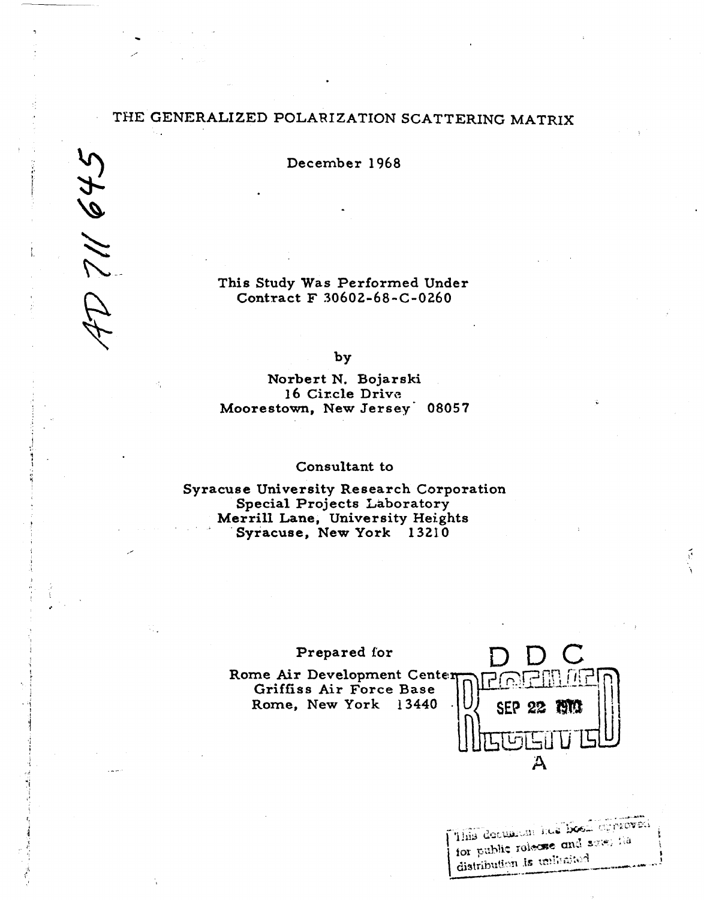AD 711 645

# THE GENERALIZED POLARIZATION SCATTERING MATRIX

December 1968

This Study Was Performed Under
Contract F 30602-68-C-0260

by

Norbert N. Bojarski
16 Circle Drive
Moorestown, New Jersey 08057

Consultant to

Syracuse University Research Corporation
Special Projects Laboratory
Merrill Lane, University Heights
Syracuse, New York 13210

Prepared for

Rome Air Development Center
Griffiss Air Force Base
Rome, New York 13440

DDC
RECEIVED
SEP 22 1970
A

This document has been approved for public release and sale; its distribution is unlimited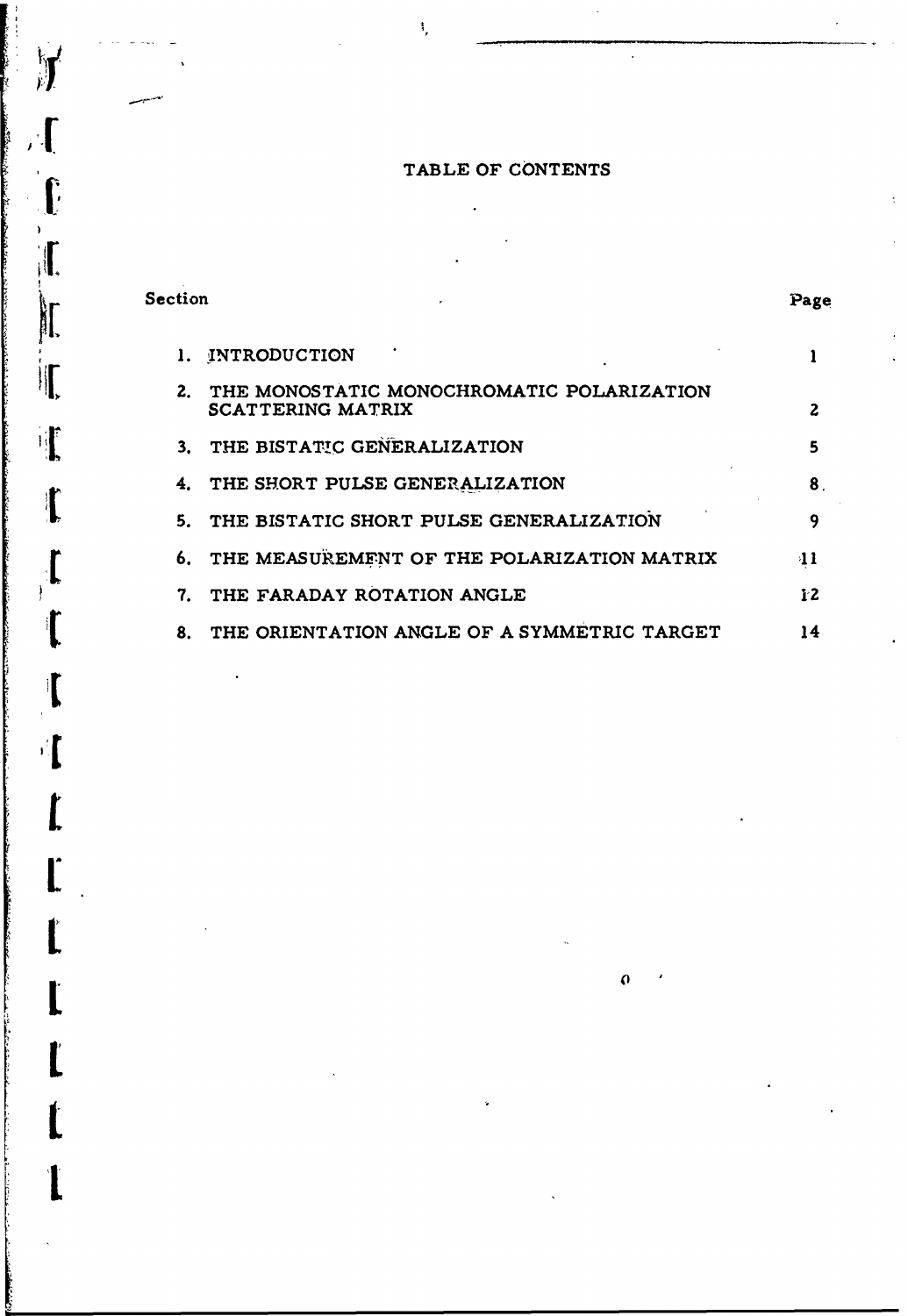# TABLE OF CONTENTS

| Section | | Page |
|---|---|---|
| 1. | INTRODUCTION | 1 |
| 2. | THE MONOSTATIC MONOCHROMATIC POLARIZATION SCATTERING MATRIX | 2 |
| 3. | THE BISTATIC GENERALIZATION | 5 |
| 4. | THE SHORT PULSE GENERALIZATION | 8 |
| 5. | THE BISTATIC SHORT PULSE GENERALIZATION | 9 |
| 6. | THE MEASUREMENT OF THE POLARIZATION MATRIX | 11 |
| 7. | THE FARADAY ROTATION ANGLE | 12 |
| 8. | THE ORIENTATION ANGLE OF A SYMMETRIC TARGET | 14 |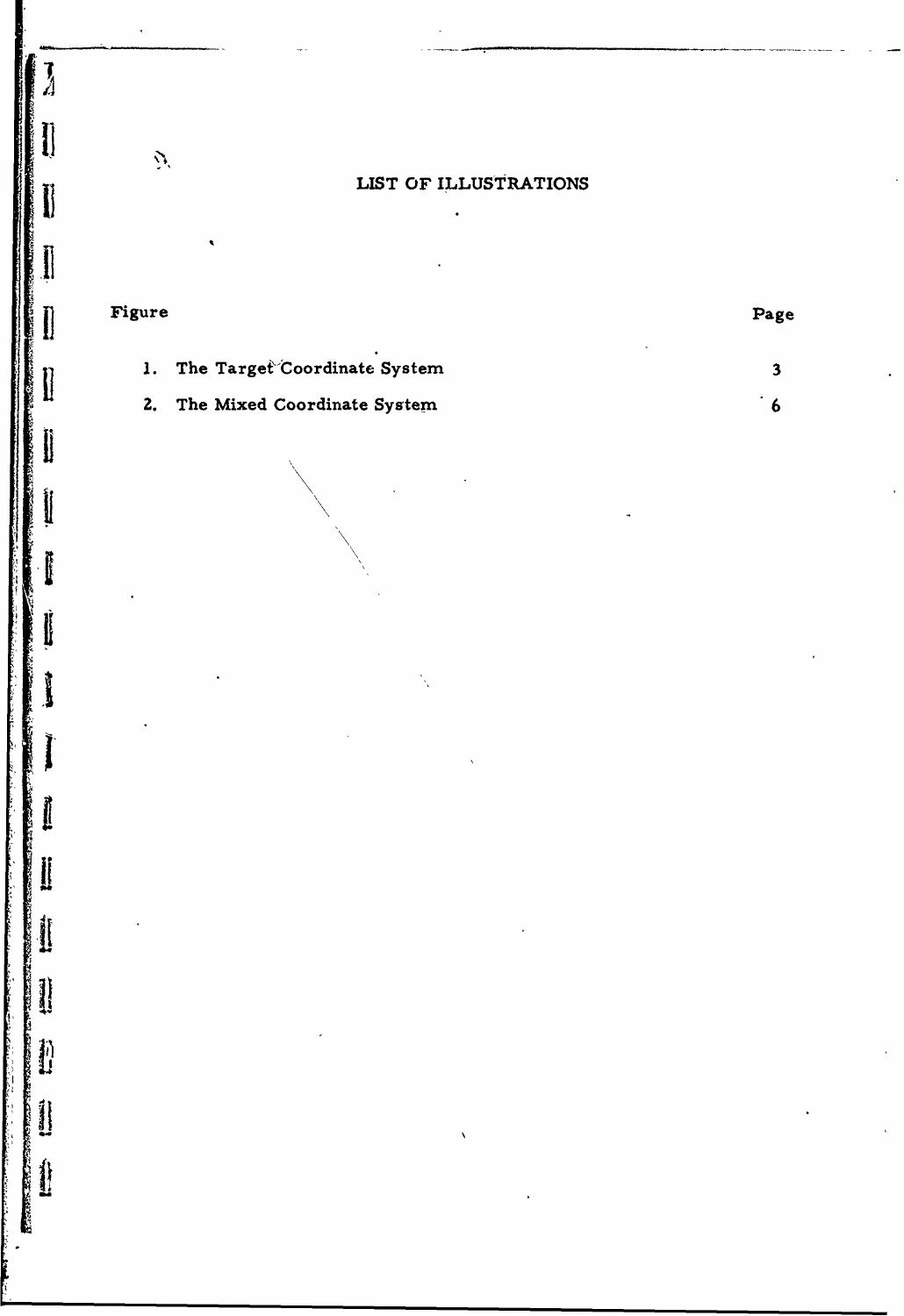# LIST OF ILLUSTRATIONS

| Figure | | Page |
|---|---|---|
| 1. | The Target Coordinate System | 3 |
| 2. | The Mixed Coordinate System | 6 |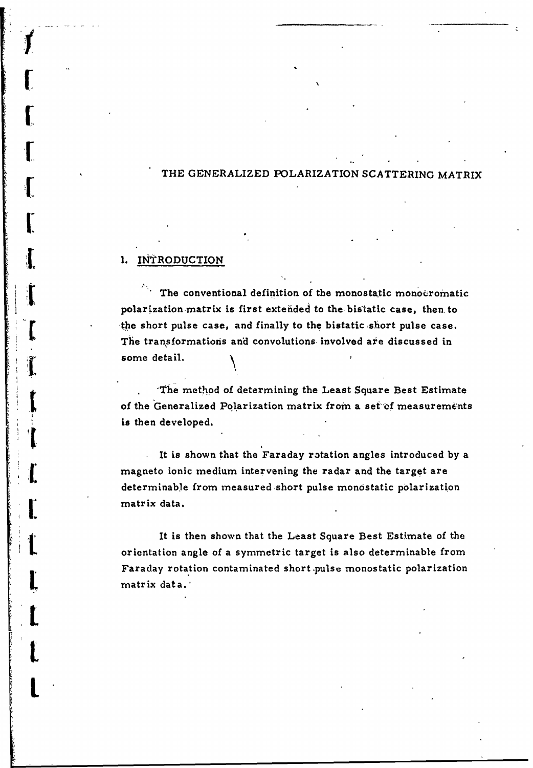# THE GENERALIZED POLARIZATION SCATTERING MATRIX

## 1. INTRODUCTION

The conventional definition of the monostatic monocromatic polarization matrix is first extended to the bistatic case, then to the short pulse case, and finally to the bistatic short pulse case. The transformations and convolutions involved are discussed in some detail.

The method of determining the Least Square Best Estimate of the Generalized Polarization matrix from a set of measurements is then developed.

It is shown that the Faraday rotation angles introduced by a magneto ionic medium intervening the radar and the target are determinable from measured short pulse monostatic polarization matrix data.

It is then shown that the Least Square Best Estimate of the orientation angle of a symmetric target is also determinable from Faraday rotation contaminated short pulse monostatic polarization matrix data.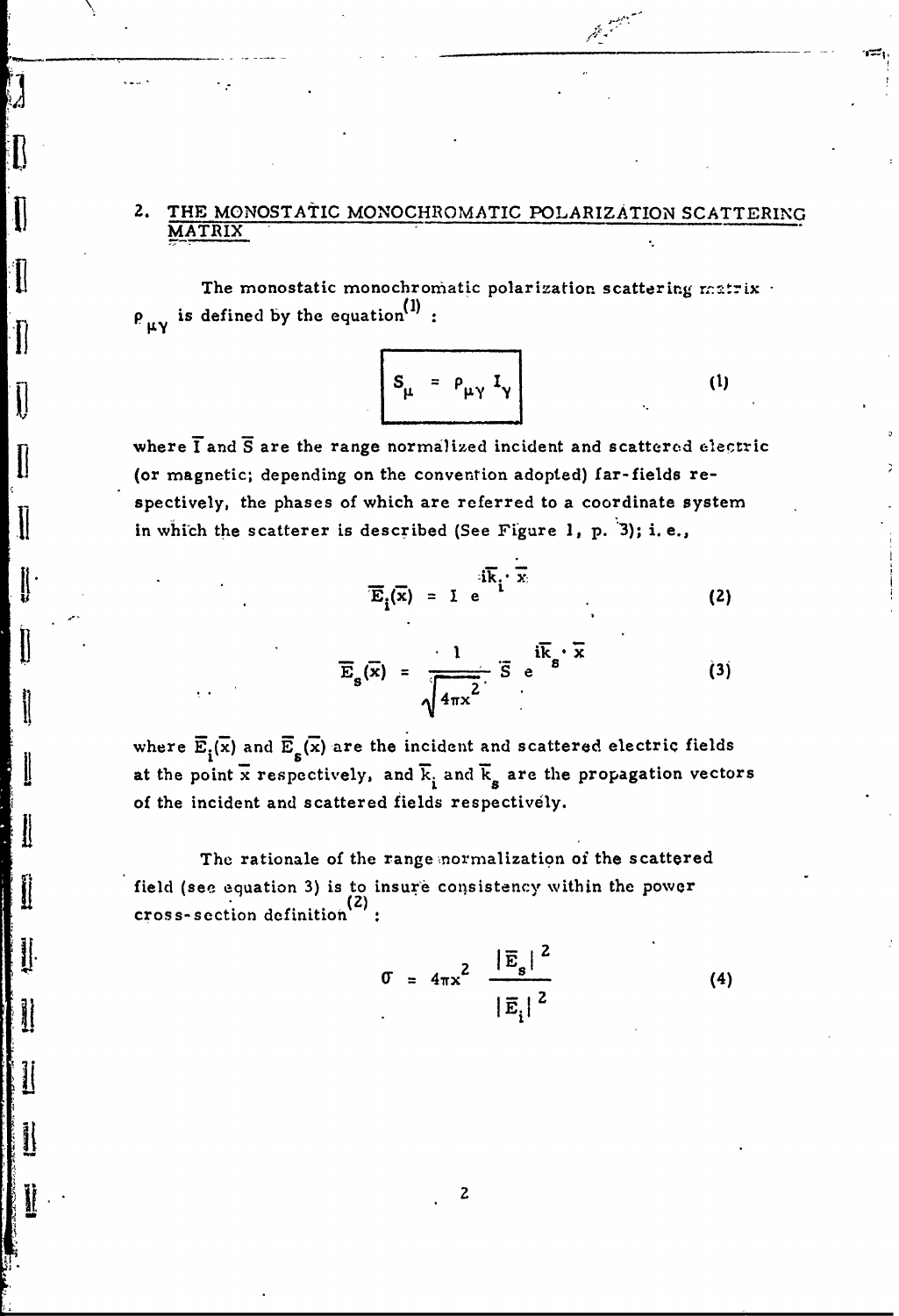## 2. THE MONOSTATIC MONOCHROMATIC POLARIZATION SCATTERING MATRIX

The monostatic monochromatic polarization scattering matrix $\rho_{\mu\gamma}$ is defined by the equation[1] :

$$S_{\mu} = \rho_{\mu\gamma} I_{\gamma} \qquad (1)$$

where $\overline{I}$ and $\overline{S}$ are the range normalized incident and scattered electric (or magnetic; depending on the convention adopted) far-fields respectively, the phases of which are referred to a coordinate system in which the scatterer is described (See Figure 1, p. 3); i.e.,

$$\overline{E}_i(\overline{x}) = I \, e^{i\overline{k}_i \cdot \overline{x}} \qquad (2)$$

$$\overline{E}_s(\overline{x}) = \frac{1}{\sqrt{4\pi x^2}} \, \overline{S} \, e^{i\overline{k}_s \cdot \overline{x}} \qquad (3)$$

where $\overline{E}_i(\overline{x})$ and $\overline{E}_s(\overline{x})$ are the incident and scattered electric fields at the point $\overline{x}$ respectively, and $\overline{k}_i$ and $\overline{k}_s$ are the propagation vectors of the incident and scattered fields respectively.

The rationale of the range normalization of the scattered field (see equation 3) is to insure consistency within the power cross-section definition[2] :

$$\sigma = 4\pi x^2 \, \frac{|\overline{E}_s|^2}{|\overline{E}_i|^2} \qquad (4)$$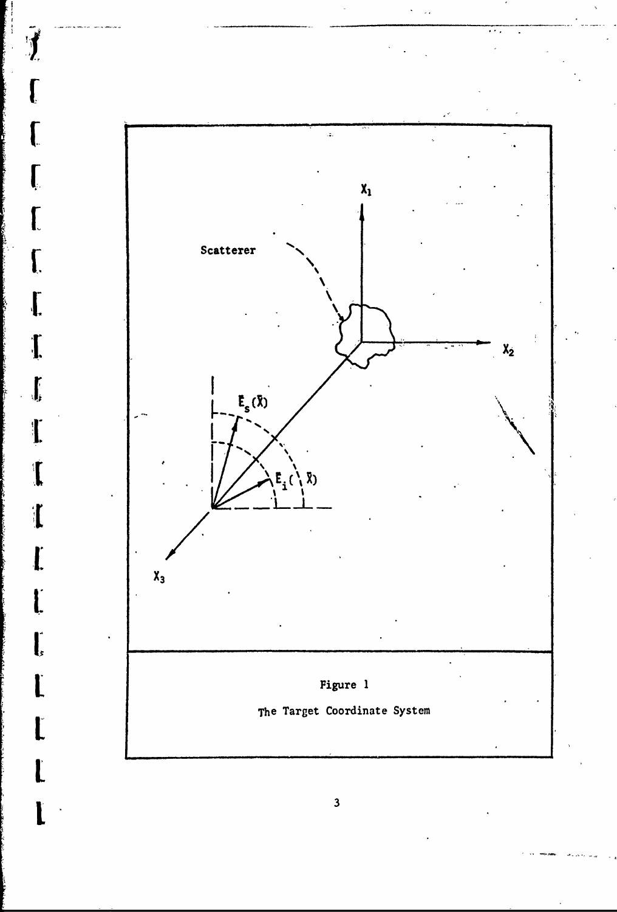Scatterer

$X_1$

$X_2$

$X_3$

$\bar{E}_s(\bar{X})$

$\bar{E}_i(\bar{X})$

Figure 1

The Target Coordinate System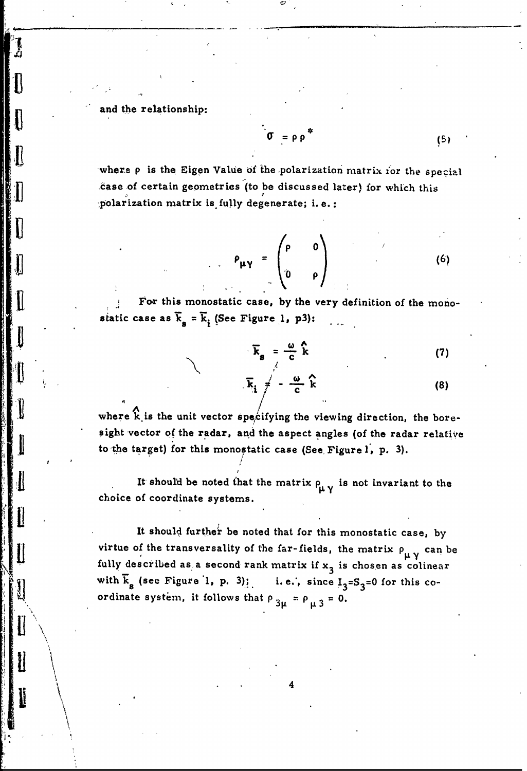and the relationship:

$$\sigma = \rho \rho^* \tag{5}$$

where $\rho$ is the Eigen Value of the polarization matrix for the special case of certain geometries (to be discussed later) for which this polarization matrix is fully degenerate; i. e.:

$$\rho_{\mu\gamma} = \begin{pmatrix} \rho & 0 \\ 0 & \rho \end{pmatrix} \tag{6}$$

For this monostatic case, by the very definition of the monostatic case as $\overline{k}_s = \overline{k}_i$ (See Figure 1, p3):

$$\overline{k}_s = \frac{\omega}{c} \hat{k} \tag{7}$$

$$\overline{k}_i \neq - \frac{\omega}{c} \hat{k} \tag{8}$$

where $\hat{k}$ is the unit vector specifying the viewing direction, the boresight vector of the radar, and the aspect angles (of the radar relative to the target) for this monostatic case (See Figure 1, p. 3).

It should be noted that the matrix $\rho_{\mu\gamma}$ is not invariant to the choice of coordinate systems.

It should further be noted that for this monostatic case, by virtue of the transversality of the far-fields, the matrix $\rho_{\mu\gamma}$ can be fully described as a second rank matrix if $x_3$ is chosen as colinear with $\overline{k}_s$ (see Figure 1, p. 3); i. e., since $I_3 = S_3 = 0$ for this coordinate system, it follows that $\rho_{3\mu} = \rho_{\mu 3} = 0$.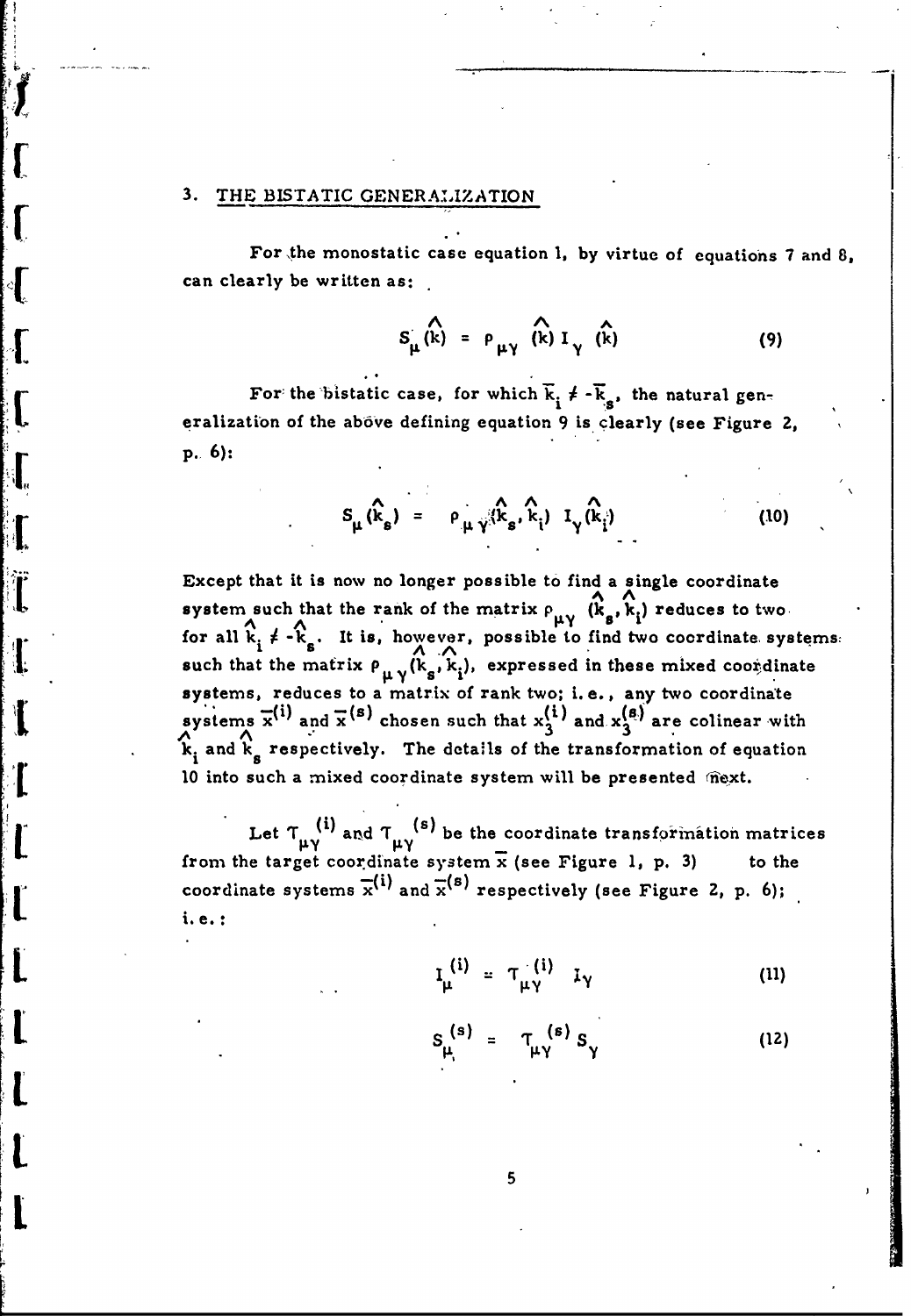## 3. THE BISTATIC GENERALIZATION

For the monostatic case equation 1, by virtue of equations 7 and 8, can clearly be written as:

$$S_{\mu}(\hat{k}) = \rho_{\mu\gamma}(\hat{k})\, I_{\gamma}(\hat{k}) \tag{9}$$

For the bistatic case, for which $\overline{k}_i \neq -\overline{k}_s$, the natural generalization of the above defining equation 9 is clearly (see Figure 2, p. 6):

$$S_{\mu}(\hat{k}_s) = \rho_{\mu\gamma}(\hat{k}_s, \hat{k}_i)\, I_{\gamma}(\hat{k}_i) \tag{10}$$

Except that it is now no longer possible to find a single coordinate system such that the rank of the matrix $\rho_{\mu\gamma}(\hat{k}_s, \hat{k}_i)$ reduces to two for all $\hat{k}_i \neq -\hat{k}_s$. It is, however, possible to find two coordinate systems such that the matrix $\rho_{\mu\gamma}(\hat{k}_s, \hat{k}_i)$, expressed in these mixed coordinate systems, reduces to a matrix of rank two; i.e., any two coordinate systems $\overline{x}^{(i)}$ and $\overline{x}^{(s)}$ chosen such that $x_3^{(i)}$ and $x_3^{(s)}$ are colinear with $\hat{k}_i$ and $\hat{k}_s$ respectively. The details of the transformation of equation 10 into such a mixed coordinate system will be presented next.

Let $T_{\mu\gamma}^{(i)}$ and $T_{\mu\gamma}^{(s)}$ be the coordinate transformation matrices from the target coordinate system $\overline{x}$ (see Figure 1, p. 3) to the coordinate systems $\overline{x}^{(i)}$ and $\overline{x}^{(s)}$ respectively (see Figure 2, p. 6); i.e.:

$$I_{\mu}^{(i)} = T_{\mu\gamma}^{(i)}\, I_{\gamma} \tag{11}$$

$$S_{\mu}^{(s)} = T_{\mu\gamma}^{(s)}\, S_{\gamma} \tag{12}$$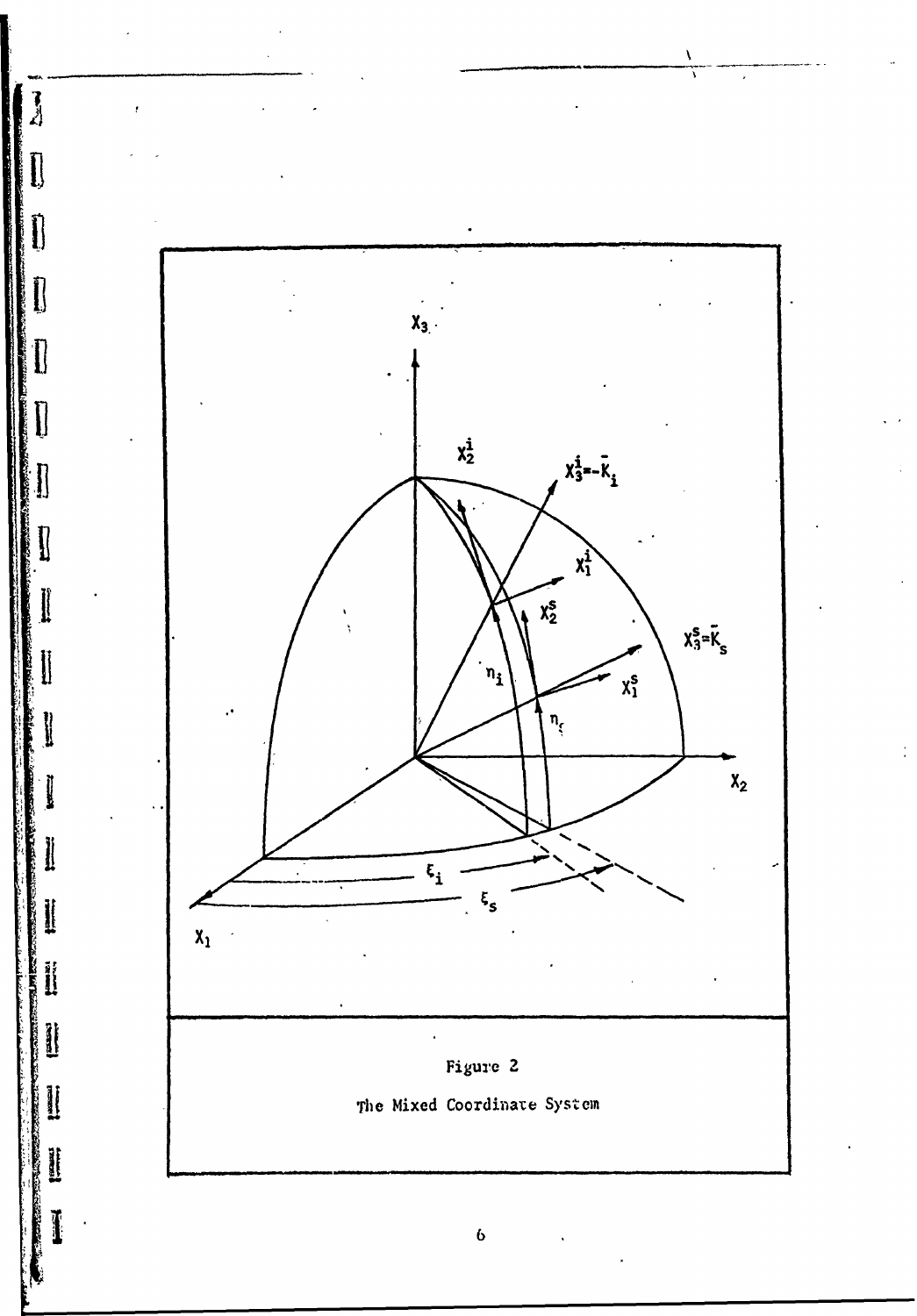$X_3$

$X_2^i$

$X_3^i = -\bar{K}_i$

$X_1^i$

$X_2^s$

$X_3^s = \bar{K}_s$

$\eta_i$

$X_1^s$

$\eta_s$

$X_2$

$\xi_i$

$\xi_s$

$X_1$

Figure 2

The Mixed Coordinate System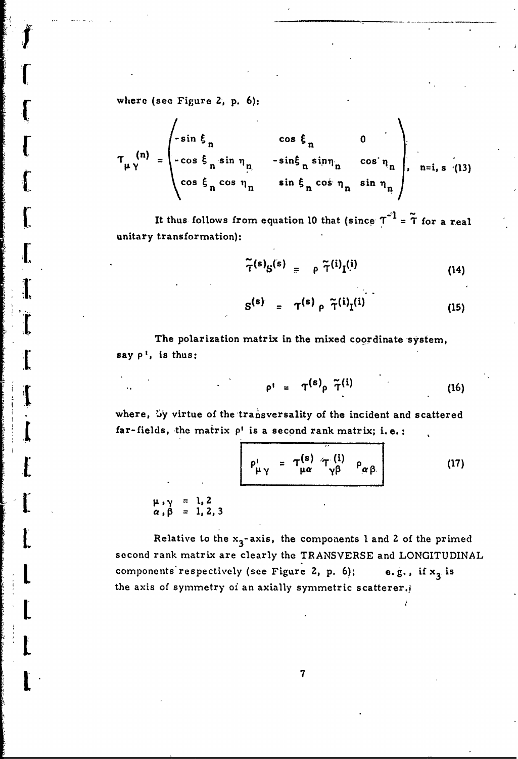where (see Figure 2, p. 6):

$$T_{\mu\gamma}^{(n)} = \begin{pmatrix} -\sin\xi_n & \cos\xi_n & 0 \\ -\cos\xi_n \sin\eta_n & -\sin\xi_n \sin\eta_n & \cos\eta_n \\ \cos\xi_n \cos\eta_n & \sin\xi_n \cos\eta_n & \sin\eta_n \end{pmatrix}, \quad n=i, s \quad (13)$$

It thus follows from equation 10 that (since $T^{-1} = \tilde{T}$ for a real unitary transformation):

$$\tilde{T}^{(s)} S^{(s)} = \rho \, \tilde{T}^{(i)} I^{(i)} \quad (14)$$

$$S^{(s)} = T^{(s)} \rho \, \tilde{T}^{(i)} I^{(i)} \quad (15)$$

The polarization matrix in the mixed coordinate system, say $\rho'$, is thus:

$$\rho' = T^{(s)} \rho \, \tilde{T}^{(i)} \quad (16)$$

where, by virtue of the transversality of the incident and scattered far-fields, the matrix $\rho'$ is a second rank matrix; i.e.:

$$\boxed{\rho'_{\mu\gamma} = T^{(s)}_{\mu\alpha} \, T^{(i)}_{\gamma\beta} \, \rho_{\alpha\beta}} \quad (17)$$

$$\mu, \gamma = 1, 2$$
$$\alpha, \beta = 1, 2, 3$$

Relative to the $x_3$-axis, the components 1 and 2 of the primed second rank matrix are clearly the TRANSVERSE and LONGITUDINAL components respectively (see Figure 2, p. 6); e.g., if $x_3$ is the axis of symmetry of an axially symmetric scatterer.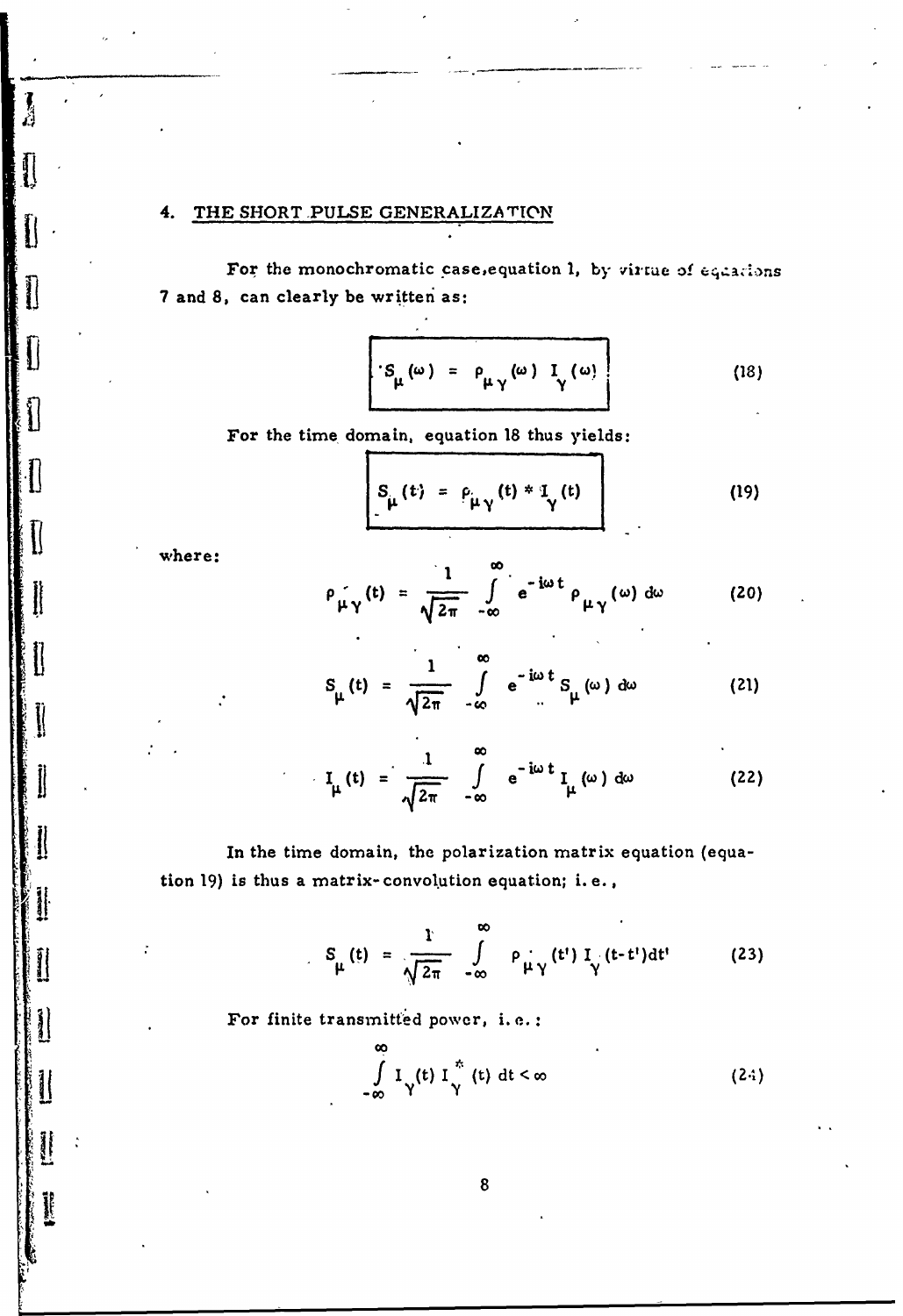## 4. THE SHORT PULSE GENERALIZATION

For the monochromatic case, equation 1, by virtue of equations 7 and 8, can clearly be written as:

$$S_{\mu}(\omega) = \rho_{\mu\gamma}(\omega)\; I_{\gamma}(\omega) \tag{18}$$

For the time domain, equation 18 thus yields:

$$S_{\mu}(t) = \rho_{\mu\gamma}(t) * I_{\gamma}(t) \tag{19}$$

where:

$$\rho_{\mu\gamma}(t) = \frac{1}{\sqrt{2\pi}} \int_{-\infty}^{\infty} e^{-i\omega t} \rho_{\mu\gamma}(\omega)\, d\omega \tag{20}$$

$$S_{\mu}(t) = \frac{1}{\sqrt{2\pi}} \int_{-\infty}^{\infty} e^{-i\omega t} S_{\mu}(\omega)\, d\omega \tag{21}$$

$$I_{\mu}(t) = \frac{1}{\sqrt{2\pi}} \int_{-\infty}^{\infty} e^{-i\omega t} I_{\mu}(\omega)\, d\omega \tag{22}$$

In the time domain, the polarization matrix equation (equation 19) is thus a matrix-convolution equation; i.e.,

$$S_{\mu}(t) = \frac{1}{\sqrt{2\pi}} \int_{-\infty}^{\infty} \rho_{\mu\gamma}(t')\, I_{\gamma}(t-t')dt' \tag{23}$$

For finite transmitted power, i.e.:

$$\int_{-\infty}^{\infty} I_{\gamma}(t)\, I_{\gamma}^{*}(t)\; dt < \infty \tag{24}$$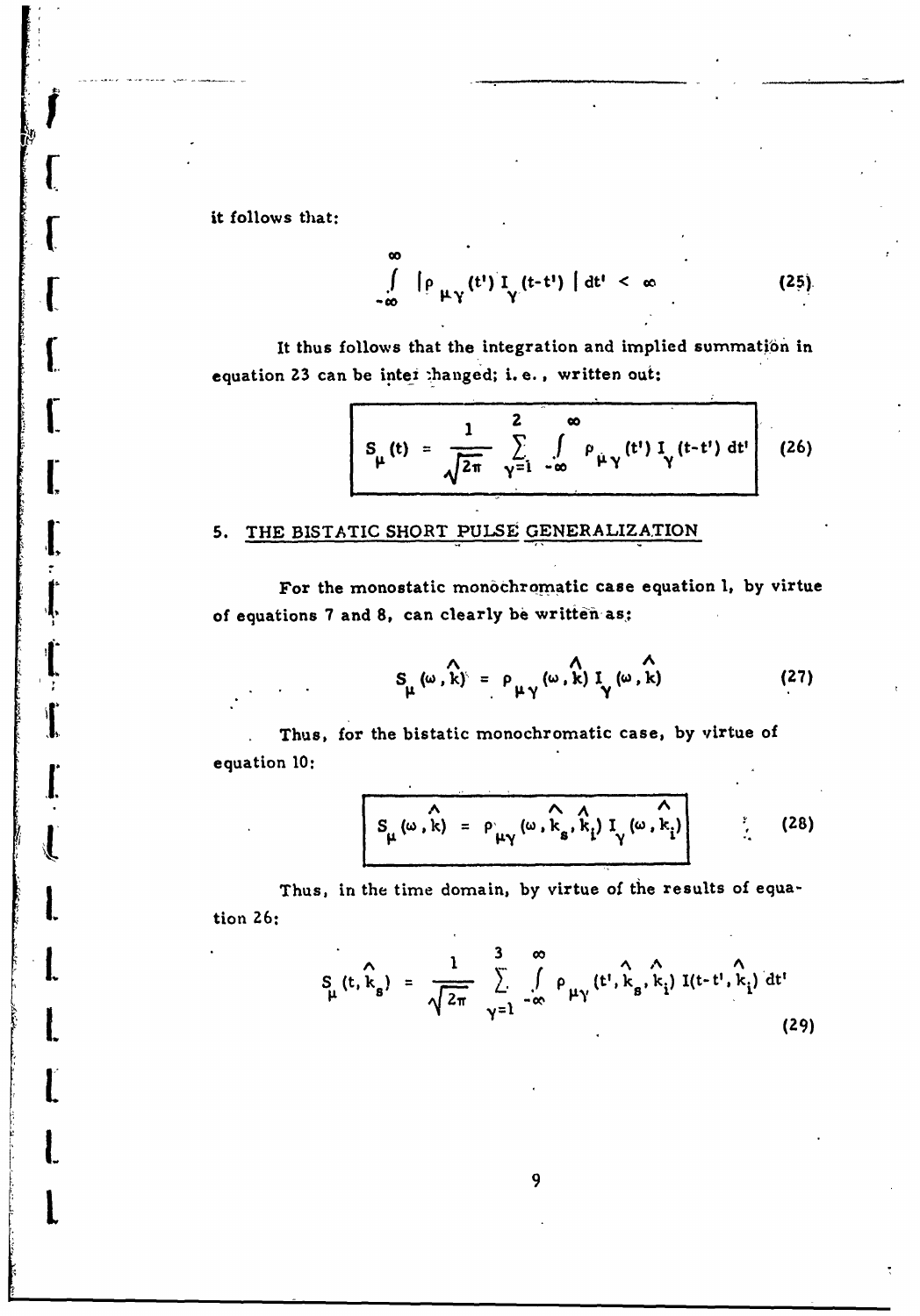it follows that:

$$\int_{-\infty}^{\infty} \left| \rho_{\mu\gamma}(t') I_{\gamma}(t-t') \right| dt' < \infty \tag{25}$$

It thus follows that the integration and implied summation in equation 23 can be interchanged; i.e., written out:

$$\boxed{S_{\mu}(t) = \frac{1}{\sqrt{2\pi}} \sum_{\gamma=1}^{2} \int_{-\infty}^{\infty} \rho_{\mu\gamma}(t') I_{\gamma}(t-t') dt'} \tag{26}$$

## 5. THE BISTATIC SHORT PULSE GENERALIZATION

For the monostatic monochromatic case equation 1, by virtue of equations 7 and 8, can clearly be written as:

$$S_{\mu}(\omega, \hat{k}) = \rho_{\mu\gamma}(\omega, \hat{k}) I_{\gamma}(\omega, \hat{k}) \tag{27}$$

Thus, for the bistatic monochromatic case, by virtue of equation 10:

$$\boxed{S_{\mu}(\omega, \hat{k}) = \rho_{\mu\gamma}(\omega, \hat{k}_s, \hat{k}_i) I_{\gamma}(\omega, \hat{k}_i)} \tag{28}$$

Thus, in the time domain, by virtue of the results of equation 26:

$$S_{\mu}(t, \hat{k}_s) = \frac{1}{\sqrt{2\pi}} \sum_{\gamma=1}^{3} \int_{-\infty}^{\infty} \rho_{\mu\gamma}(t', \hat{k}_s, \hat{k}_i) I(t-t', \hat{k}_i) dt' \tag{29}$$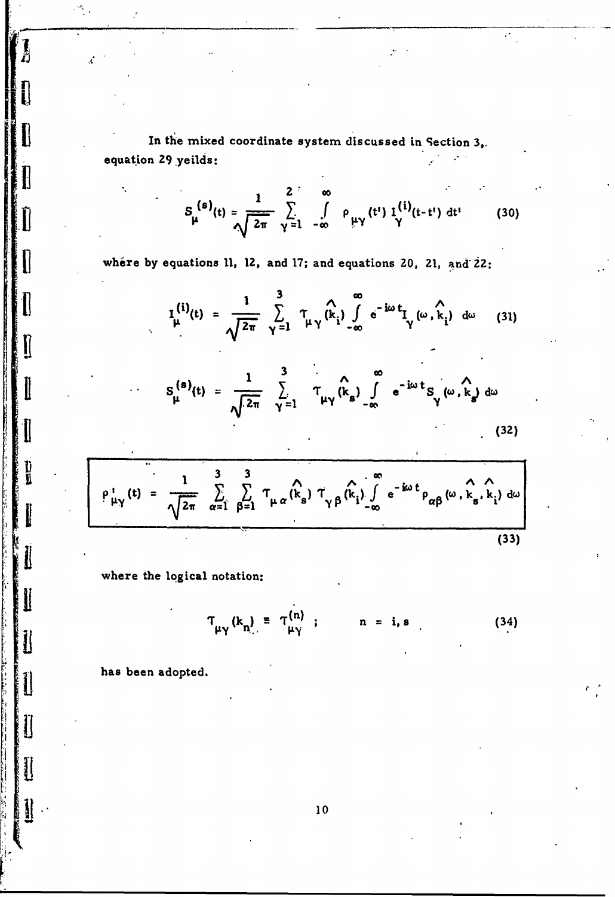In the mixed coordinate system discussed in Section 3, equation 29 yeilds:

$$S_{\mu}^{(s)}(t) = \frac{1}{\sqrt{2\pi}} \sum_{\gamma=1}^{2} \int_{-\infty}^{\infty} \rho_{\mu\gamma}(t') \, I_{\gamma}^{(i)}(t-t') \, dt' \qquad (30)$$

where by equations 11, 12, and 17; and equations 20, 21, and 22:

$$I_{\mu}^{(i)}(t) = \frac{1}{\sqrt{2\pi}} \sum_{\gamma=1}^{3} T_{\mu\gamma}(\hat{k}_i) \int_{-\infty}^{\infty} e^{-i\omega t} I_{\gamma}(\omega, \hat{k}_i) \, d\omega \qquad (31)$$

$$S_{\mu}^{(s)}(t) = \frac{1}{\sqrt{2\pi}} \sum_{\gamma=1}^{3} T_{\mu\gamma}(\hat{k}_s) \int_{-\infty}^{\infty} e^{-i\omega t} S_{\gamma}(\omega, \hat{k}_s) \, d\omega \qquad (32)$$

$$\rho'_{\mu\gamma}(t) = \frac{1}{\sqrt{2\pi}} \sum_{\alpha=1}^{3} \sum_{\beta=1}^{3} T_{\mu\alpha}(\hat{k}_s) \, T_{\gamma\beta}(\hat{k}_i) \int_{-\infty}^{\infty} e^{-i\omega t} \rho_{\alpha\beta}(\omega, \hat{k}_s, \hat{k}_i) \, d\omega \qquad (33)$$

where the logical notation:

$$T_{\mu\gamma}(k_n) \equiv T_{\mu\gamma}^{(n)} \; ; \qquad n = i, s \qquad (34)$$

has been adopted.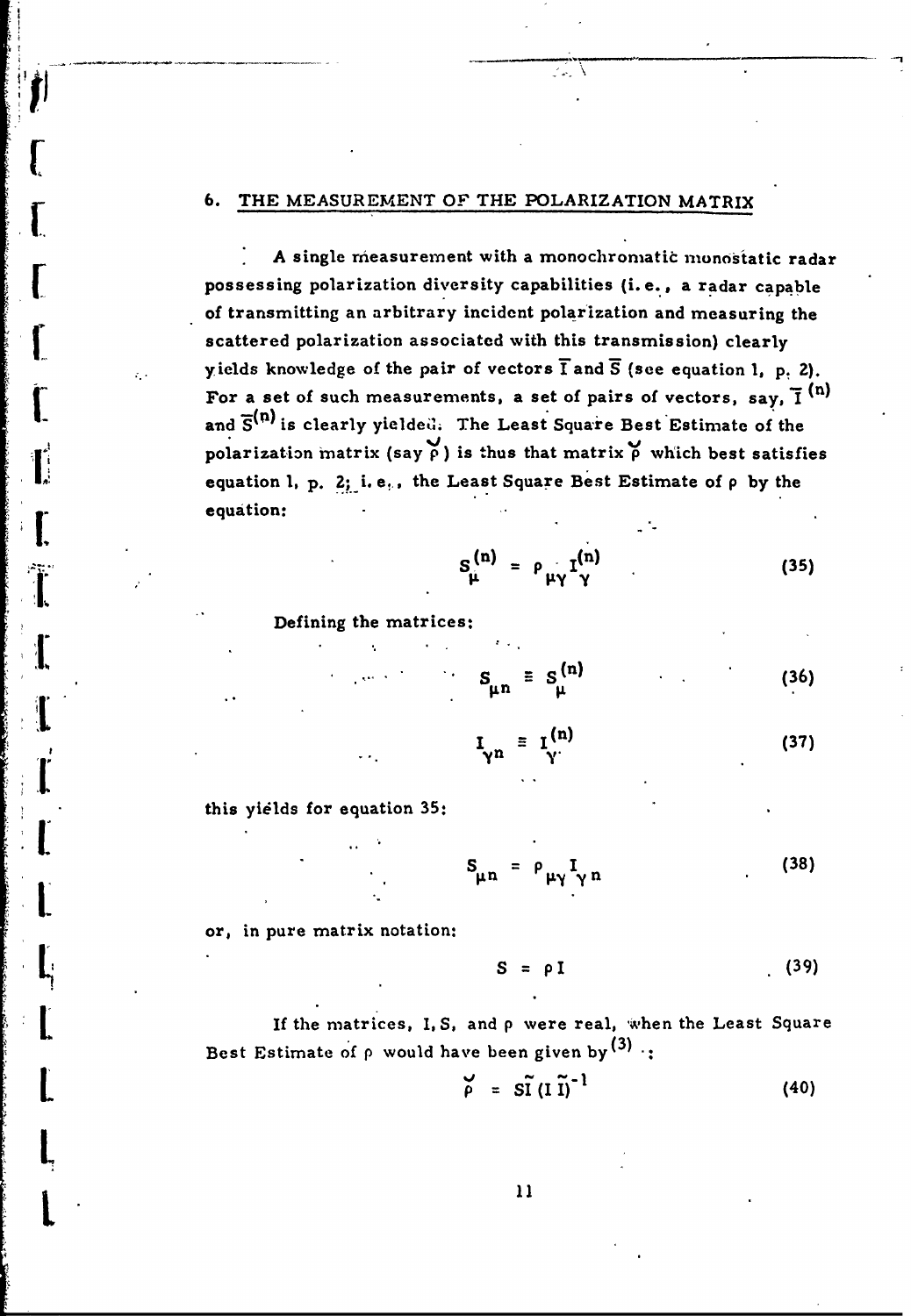## 6. THE MEASUREMENT OF THE POLARIZATION MATRIX

A single measurement with a monochromatic monostatic radar possessing polarization diversity capabilities (i.e., a radar capable of transmitting an arbitrary incident polarization and measuring the scattered polarization associated with this transmission) clearly yields knowledge of the pair of vectors $\overline{I}$ and $\overline{S}$ (see equation 1, p. 2). For a set of such measurements, a set of pairs of vectors, say, $\overline{I}^{(n)}$ and $\overline{S}^{(n)}$ is clearly yielded. The Least Square Best Estimate of the polarization matrix (say $\breve{\rho}$) is thus that matrix $\breve{\rho}$ which best satisfies equation 1, p. 2; i.e., the Least Square Best Estimate of $\rho$ by the equation:

$$S_{\mu}^{(n)} = \rho_{\mu\gamma} I_{\gamma}^{(n)} \tag{35}$$

Defining the matrices:

$$S_{\mu n} \equiv S_{\mu}^{(n)} \tag{36}$$

$$I_{\gamma n} \equiv I_{\gamma}^{(n)} \tag{37}$$

this yields for equation 35:

$$S_{\mu n} = \rho_{\mu\gamma} I_{\gamma n} \tag{38}$$

or, in pure matrix notation:

$$S = \rho I \tag{39}$$

If the matrices, I, S, and $\rho$ were real, when the Least Square Best Estimate of $\rho$ would have been given by [3] :

$$\breve{\rho} = S\tilde{I}(I\tilde{I})^{-1} \tag{40}$$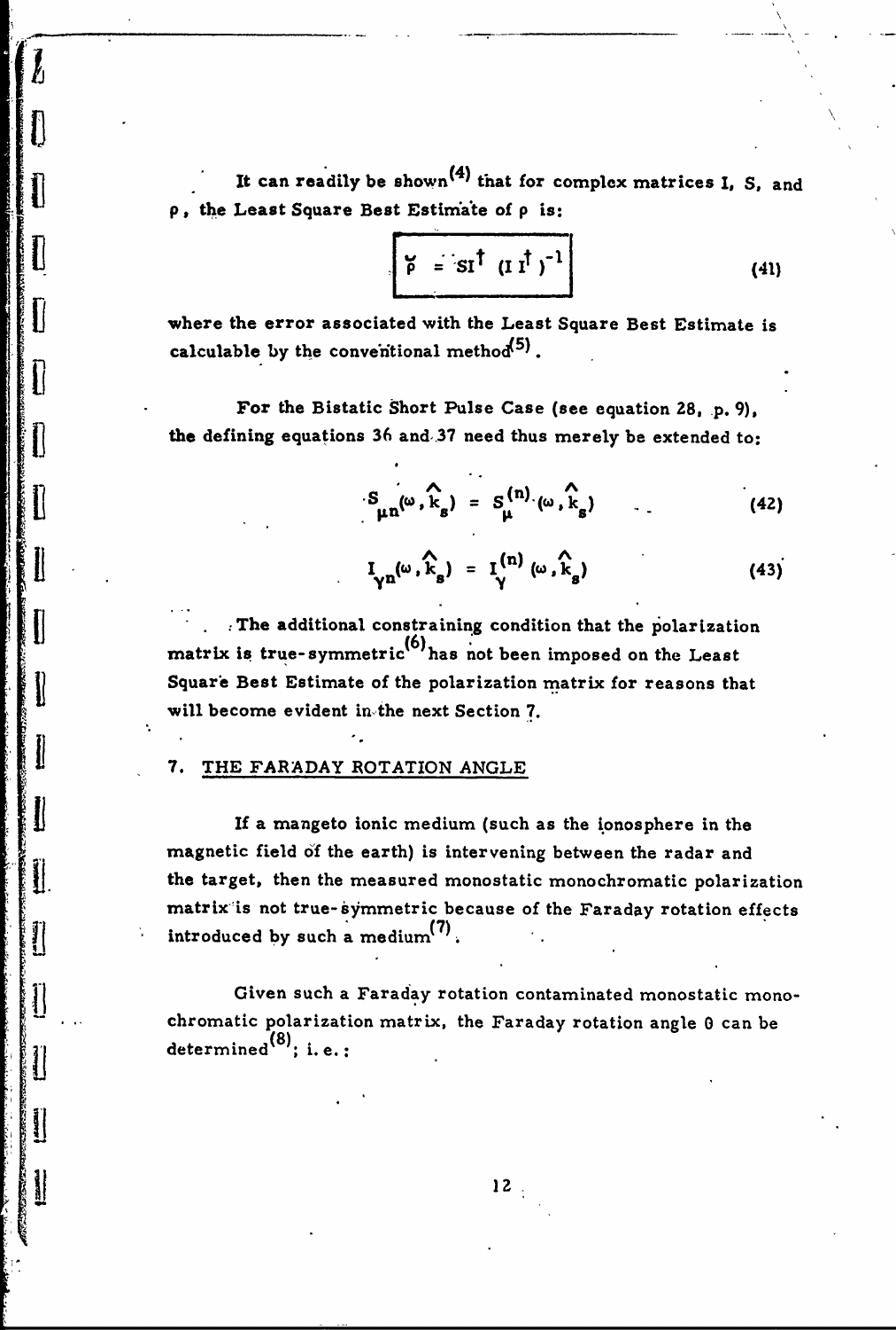It can readily be shown[4] that for complex matrices I, S, and $\rho$, the Least Square Best Estimate of $\rho$ is:

$$\boxed{\breve{\rho} = S I^{\dagger} (I I^{\dagger})^{-1}} \tag{41}$$

where the error associated with the Least Square Best Estimate is calculable by the conventional method[5].

For the Bistatic Short Pulse Case (see equation 28, p. 9), the defining equations 36 and 37 need thus merely be extended to:

$$S_{\mu n}(\omega, \hat{k}_s) = S_{\mu}^{(n)}(\omega, \hat{k}_s) \tag{42}$$

$$I_{\gamma n}(\omega, \hat{k}_s) = I_{\gamma}^{(n)}(\omega, \hat{k}_s) \tag{43}$$

The additional constraining condition that the polarization matrix is true-symmetric[6] has not been imposed on the Least Square Best Estimate of the polarization matrix for reasons that will become evident in the next Section 7.

## 7. THE FARADAY ROTATION ANGLE

If a mangeto ionic medium (such as the ionosphere in the magnetic field of the earth) is intervening between the radar and the target, then the measured monostatic monochromatic polarization matrix is not true-symmetric because of the Faraday rotation effects introduced by such a medium[7].

Given such a Faraday rotation contaminated monostatic monochromatic polarization matrix, the Faraday rotation angle $\theta$ can be determined[8]; i.e.: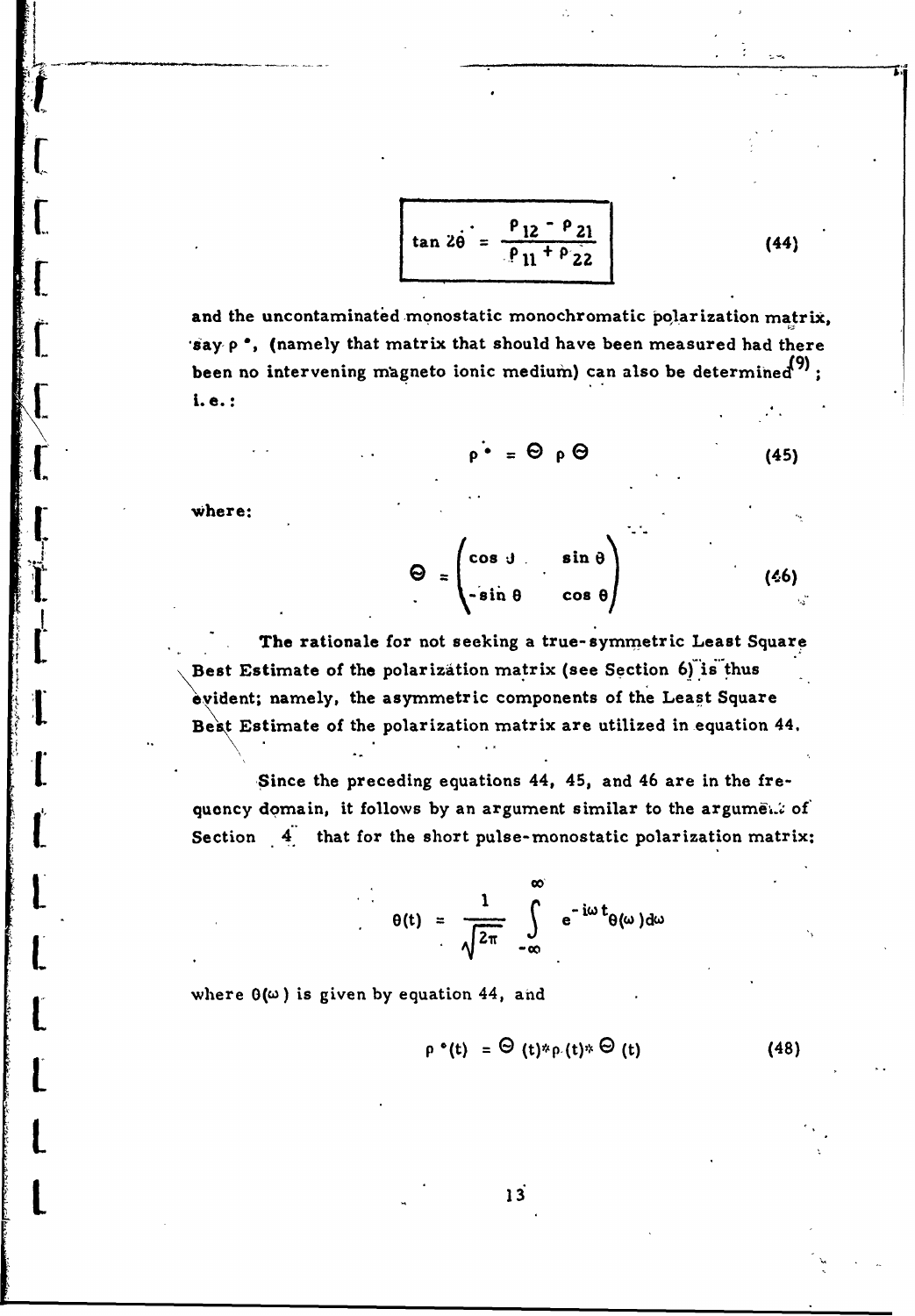$$\boxed{\tan 2\theta = \frac{\rho_{12} - \rho_{21}}{\rho_{11} + \rho_{22}}} \tag{44}$$

and the uncontaminated monostatic monochromatic polarization matrix, say $\rho^*$, (namely that matrix that should have been measured had there been no intervening magneto ionic medium) can also be determined[9]; i.e.:

$$\rho^* = \Theta \; \rho \; \Theta \tag{45}$$

where:

$$\Theta = \begin{pmatrix} \cos \theta & \sin \theta \\ -\sin \theta & \cos \theta \end{pmatrix} \tag{46}$$

The rationale for not seeking a true-symmetric Least Square Best Estimate of the polarization matrix (see Section 6) is thus evident; namely, the asymmetric components of the Least Square Best Estimate of the polarization matrix are utilized in equation 44.

Since the preceding equations 44, 45, and 46 are in the frequency domain, it follows by an argument similar to the argument of Section 4 that for the short pulse-monostatic polarization matrix:

$$\theta(t) = \frac{1}{\sqrt{2\pi}} \int_{-\infty}^{\infty} e^{-i\omega t} \theta(\omega) d\omega$$

where $\theta(\omega)$ is given by equation 44, and

$$\rho^*(t) = \Theta(t) * \rho(t) * \Theta(t) \tag{48}$$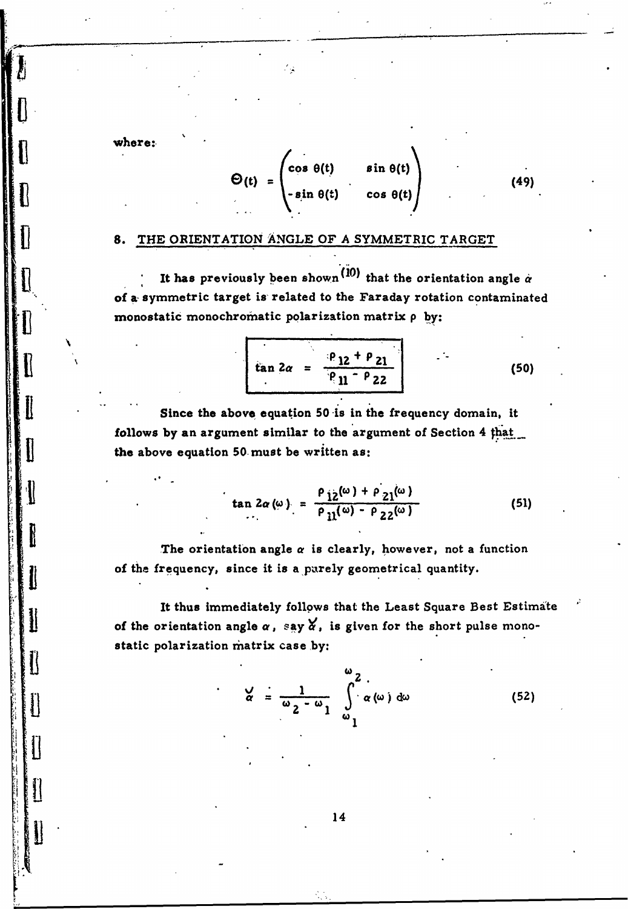where:

$$\Theta(t) = \begin{pmatrix} \cos\theta(t) & \sin\theta(t) \\ -\sin\theta(t) & \cos\theta(t) \end{pmatrix} \tag{49}$$

## 8. THE ORIENTATION ANGLE OF A SYMMETRIC TARGET

It has previously been shown[10] that the orientation angle $\alpha$ of a symmetric target is related to the Faraday rotation contaminated monostatic monochromatic polarization matrix $\rho$ by:

$$\boxed{\tan 2\alpha = \frac{\rho_{12} + \rho_{21}}{\rho_{11} - \rho_{22}}} \tag{50}$$

Since the above equation 50 is in the frequency domain, it follows by an argument similar to the argument of Section 4 that the above equation 50 must be written as:

$$\tan 2\alpha(\omega) = \frac{\rho_{12}(\omega) + \rho_{21}(\omega)}{\rho_{11}(\omega) - \rho_{22}(\omega)} \tag{51}$$

The orientation angle $\alpha$ is clearly, however, not a function of the frequency, since it is a purely geometrical quantity.

It thus immediately follows that the Least Square Best Estimate of the orientation angle $\alpha$, say $\check{\alpha}$, is given for the short pulse monostatic polarization matrix case by:

$$\check{\alpha} = \frac{1}{\omega_2 - \omega_1} \int_{\omega_1}^{\omega_2} \alpha(\omega)\, d\omega \tag{52}$$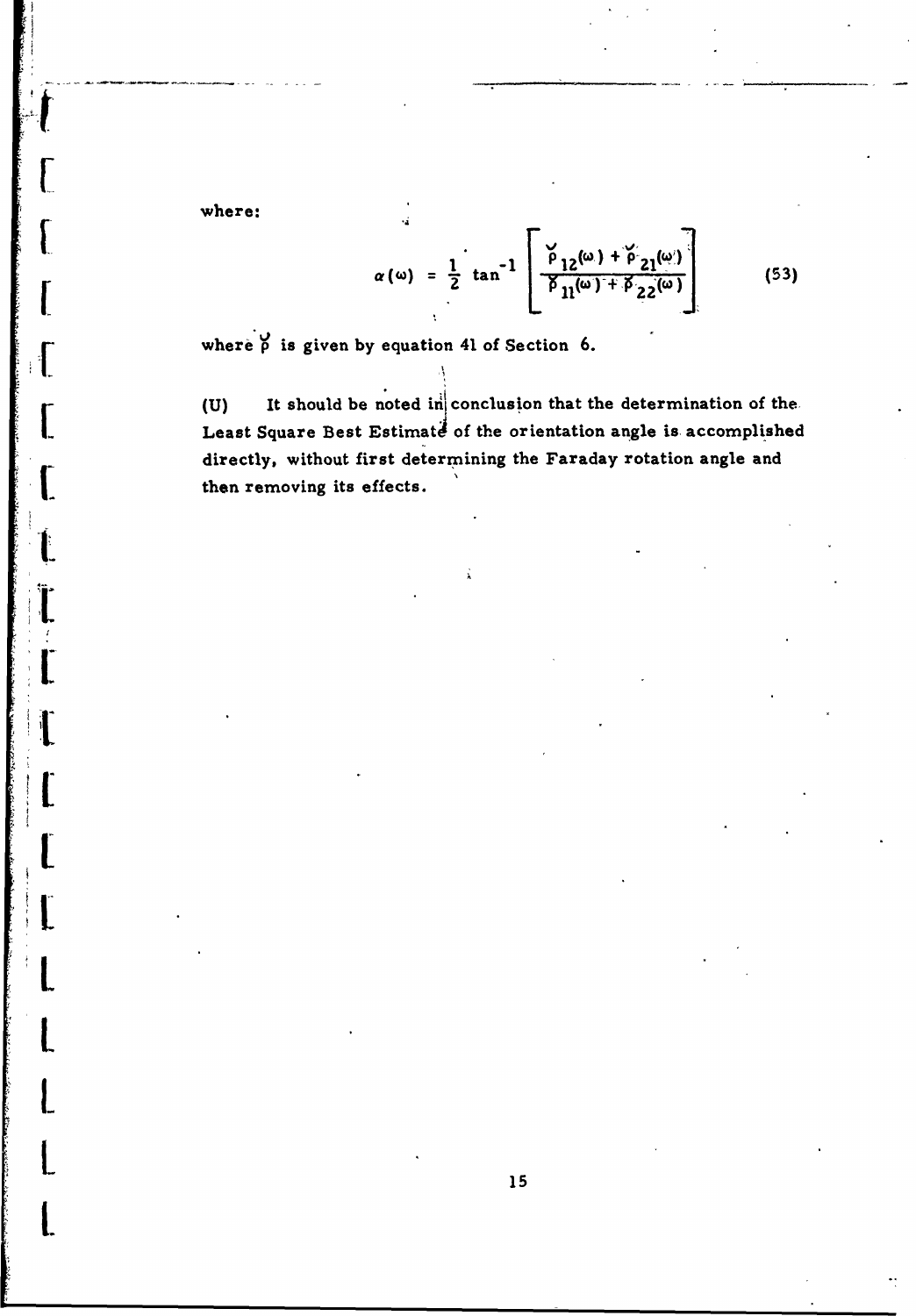where:

$$\alpha(\omega) = \frac{1}{2} \tan^{-1} \left[ \frac{\check{\rho}_{12}(\omega) + \check{\rho}_{21}(\omega)}{\check{\rho}_{11}(\omega) + \check{\rho}_{22}(\omega)} \right] \tag{53}$$

where $\check{\rho}$ is given by equation 41 of Section 6.

(U) It should be noted in conclusion that the determination of the Least Square Best Estimate of the orientation angle is accomplished directly, without first determining the Faraday rotation angle and then removing its effects.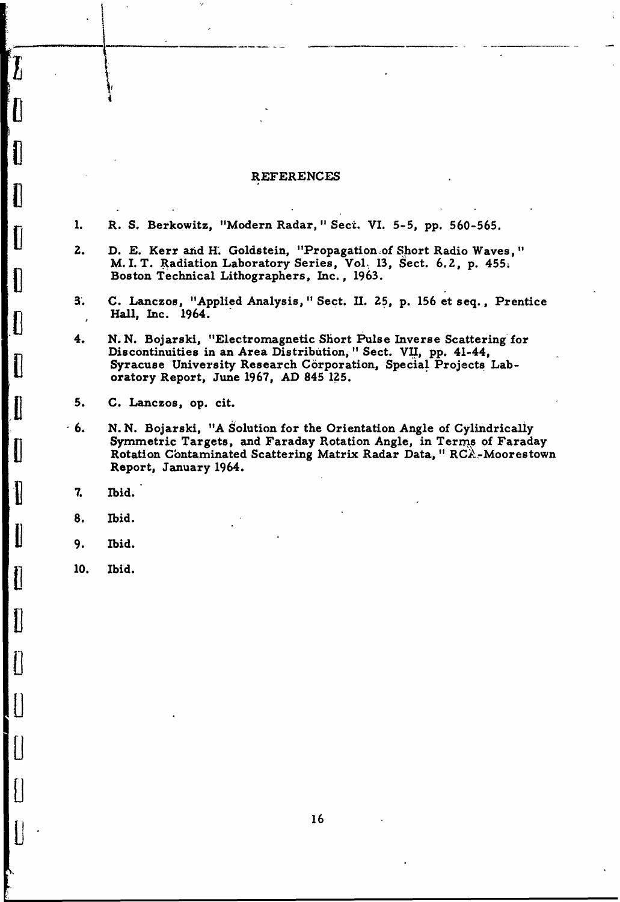# REFERENCES

1. R. S. Berkowitz, "Modern Radar," Sect. VI. 5-5, pp. 560-565.
2. D. E. Kerr and H. Goldstein, "Propagation of Short Radio Waves," M. I. T. Radiation Laboratory Series, Vol. 13, Sect. 6.2, p. 455; Boston Technical Lithographers, Inc., 1963.
3. C. Lanczos, "Applied Analysis," Sect. II. 25, p. 156 et seq., Prentice Hall, Inc. 1964.
4. N. N. Bojarski, "Electromagnetic Short Pulse Inverse Scattering for Discontinuities in an Area Distribution," Sect. VII, pp. 41-44, Syracuse University Research Corporation, Special Projects Laboratory Report, June 1967, AD 845 125.
5. C. Lanczos, op. cit.
6. N. N. Bojarski, "A Solution for the Orientation Angle of Cylindrically Symmetric Targets, and Faraday Rotation Angle, in Terms of Faraday Rotation Contaminated Scattering Matrix Radar Data," RCA-Moorestown Report, January 1964.
7. Ibid.
8. Ibid.
9. Ibid.
10. Ibid.